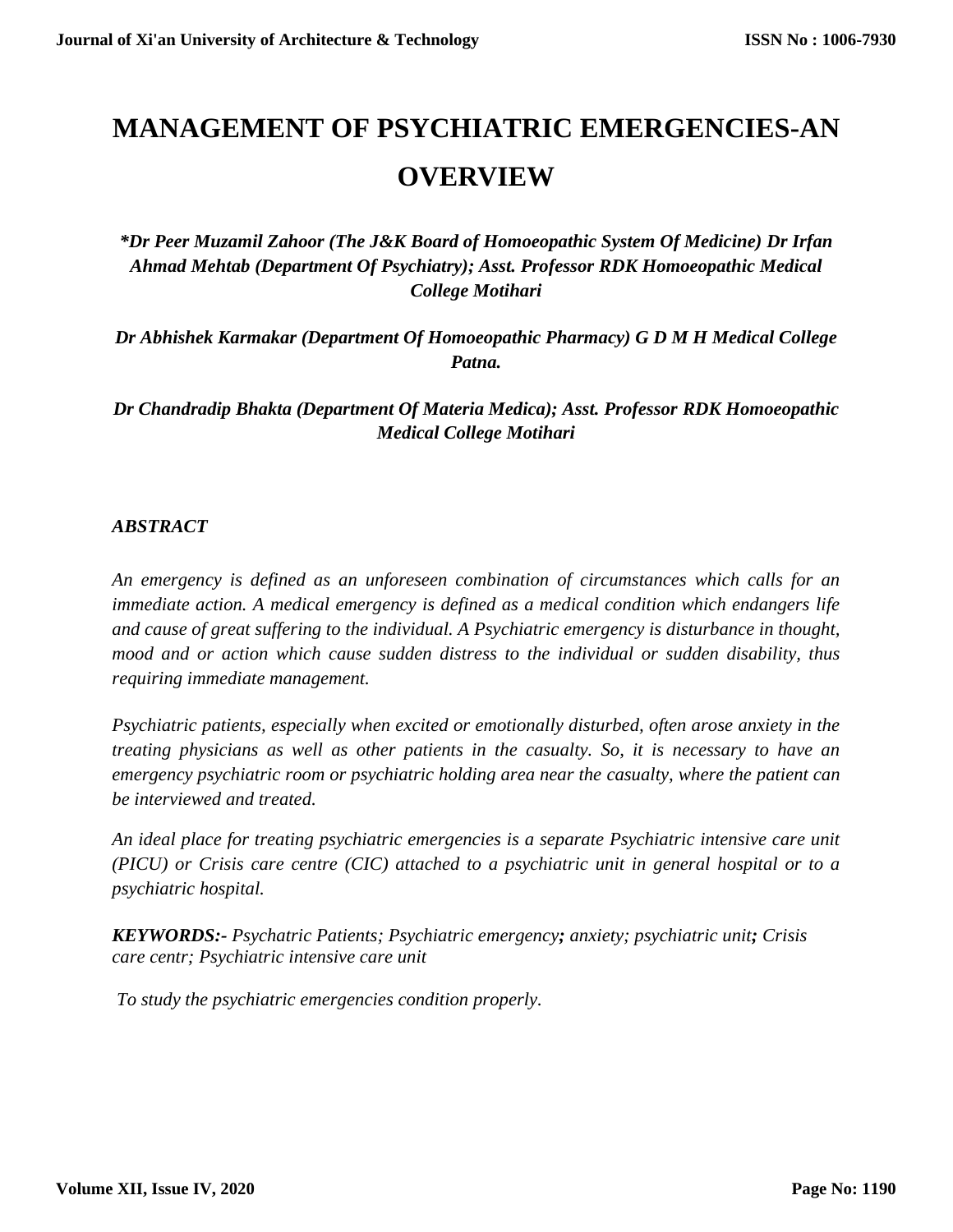# MANAGEMENT OF PSYCHIATRIC EMERGENCIES-AN OVERVIEW

***Dr Peer Muzamil Zahoor (The J&K Board of Homoeopathic System Of Medicine) Dr Irfan Ahmad Mehtab (Department Of Psychiatry); Asst. Professor RDK Homoeopathic Medical College Motihari***

***Dr Abhishek Karmakar (Department Of Homoeopathic Pharmacy) G D M H Medical College Patna.***

***Dr Chandradip Bhakta (Department Of Materia Medica); Asst. Professor RDK Homoeopathic Medical College Motihari***

## *ABSTRACT*

*An emergency is defined as an unforeseen combination of circumstances which calls for an immediate action. A medical emergency is defined as a medical condition which endangers life and cause of great suffering to the individual. A Psychiatric emergency is disturbance in thought, mood and or action which cause sudden distress to the individual or sudden disability, thus requiring immediate management.*

*Psychiatric patients, especially when excited or emotionally disturbed, often arose anxiety in the treating physicians as well as other patients in the casualty. So, it is necessary to have an emergency psychiatric room or psychiatric holding area near the casualty, where the patient can be interviewed and treated.*

*An ideal place for treating psychiatric emergencies is a separate Psychiatric intensive care unit (PICU) or Crisis care centre (CIC) attached to a psychiatric unit in general hospital or to a psychiatric hospital.*

***KEYWORDS:-*** *Psychatric Patients; Psychiatric emergency**;** anxiety; psychiatric unit**;** Crisis care centr; Psychiatric intensive care unit*

*To study the psychiatric emergencies condition properly.*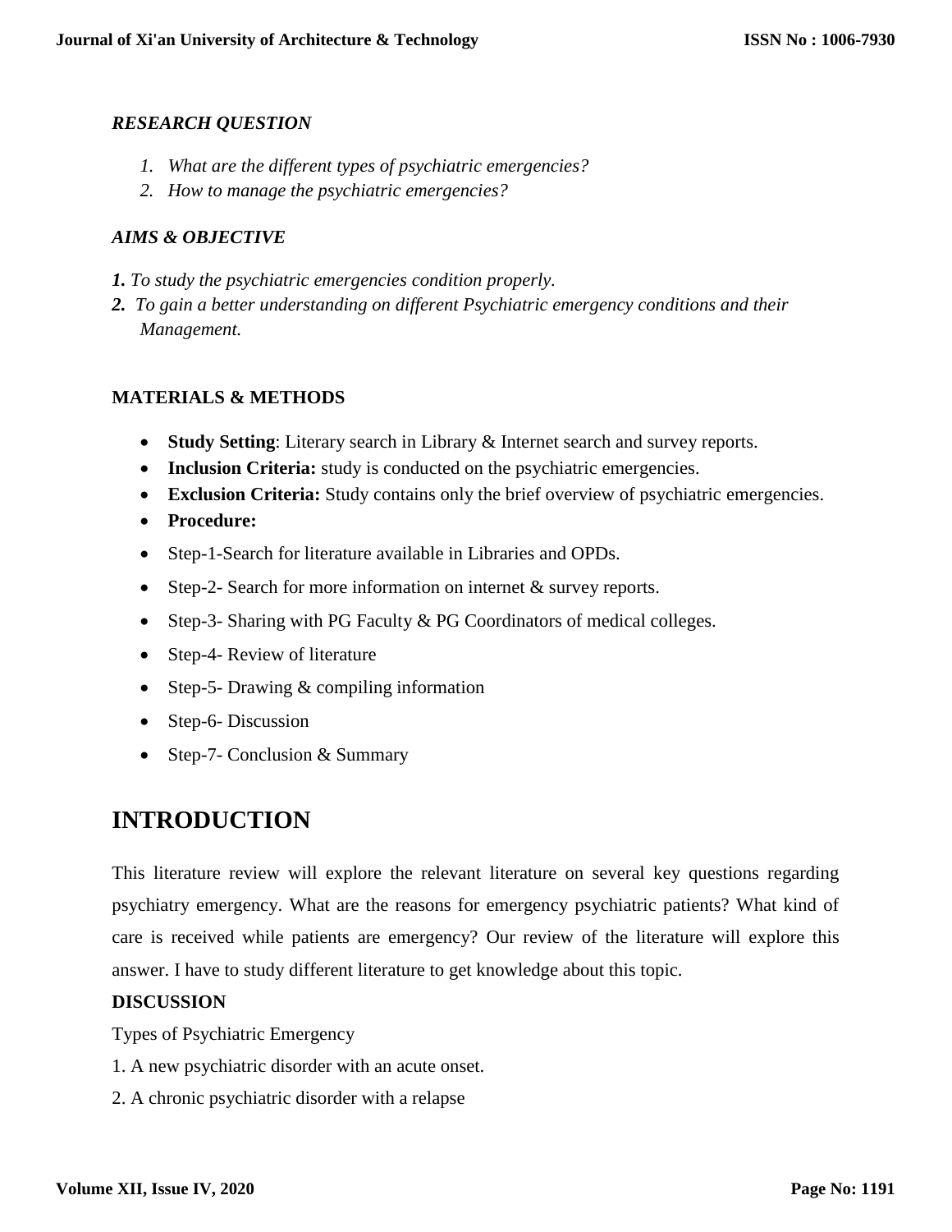### *RESEARCH QUESTION*

1. *What are the different types of psychiatric emergencies?*
2. *How to manage the psychiatric emergencies?*

### *AIMS & OBJECTIVE*

***1.*** *To study the psychiatric emergencies condition properly.*
***2.*** *To gain a better understanding on different Psychiatric emergency conditions and their Management.*

### MATERIALS & METHODS

- **Study Setting**: Literary search in Library & Internet search and survey reports.
- **Inclusion Criteria:** study is conducted on the psychiatric emergencies.
- **Exclusion Criteria:** Study contains only the brief overview of psychiatric emergencies.
- **Procedure:**
- Step-1-Search for literature available in Libraries and OPDs.
- Step-2- Search for more information on internet & survey reports.
- Step-3- Sharing with PG Faculty & PG Coordinators of medical colleges.
- Step-4- Review of literature
- Step-5- Drawing & compiling information
- Step-6- Discussion
- Step-7- Conclusion & Summary

## INTRODUCTION

This literature review will explore the relevant literature on several key questions regarding psychiatry emergency. What are the reasons for emergency psychiatric patients? What kind of care is received while patients are emergency? Our review of the literature will explore this answer. I have to study different literature to get knowledge about this topic.

### DISCUSSION

Types of Psychiatric Emergency

1. A new psychiatric disorder with an acute onset.
2. A chronic psychiatric disorder with a relapse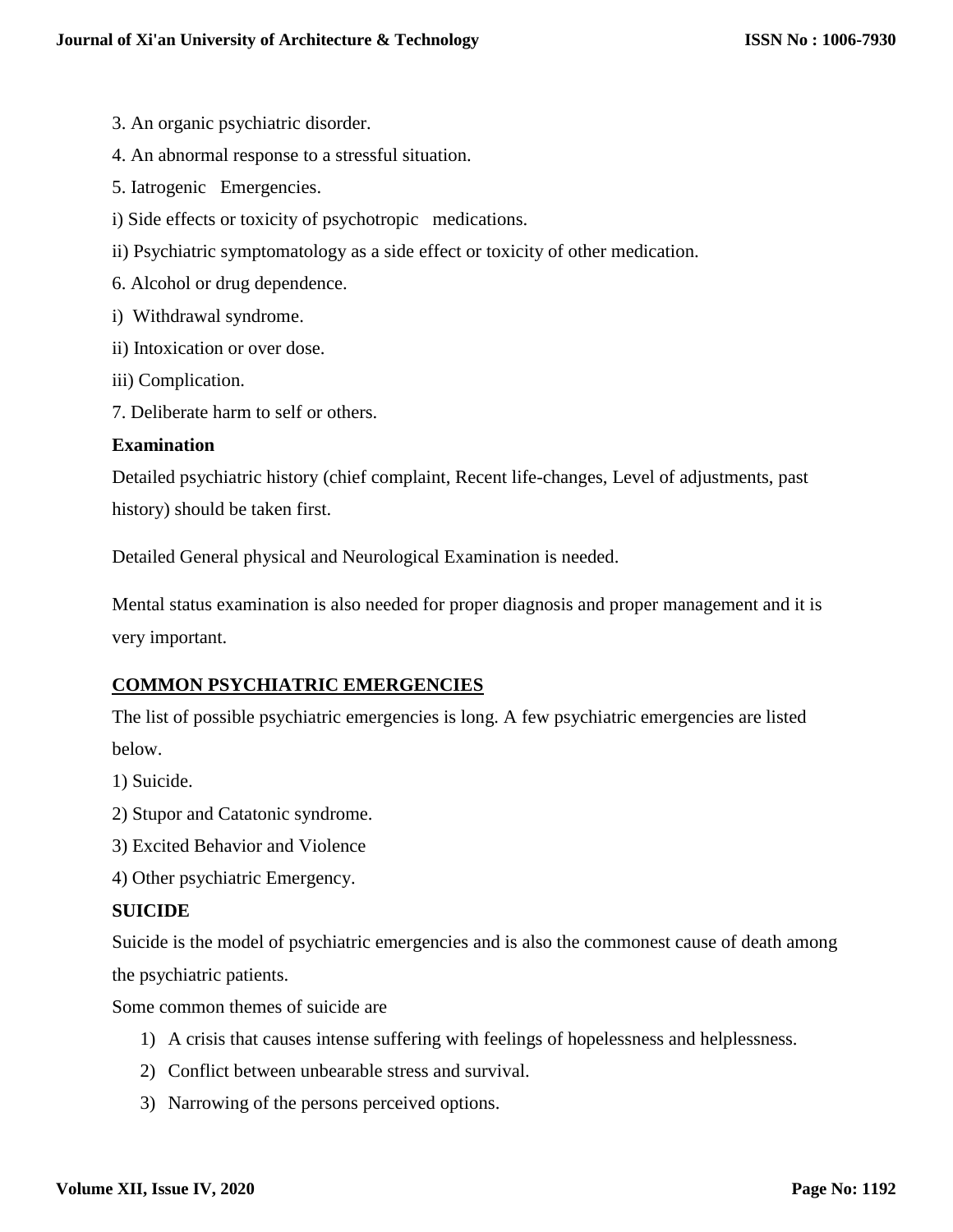3. An organic psychiatric disorder.

4. An abnormal response to a stressful situation.

5. Iatrogenic Emergencies.

i) Side effects or toxicity of psychotropic medications.

ii) Psychiatric symptomatology as a side effect or toxicity of other medication.

6. Alcohol or drug dependence.

i) Withdrawal syndrome.

ii) Intoxication or over dose.

iii) Complication.

7. Deliberate harm to self or others.

**Examination**

Detailed psychiatric history (chief complaint, Recent life-changes, Level of adjustments, past history) should be taken first.

Detailed General physical and Neurological Examination is needed.

Mental status examination is also needed for proper diagnosis and proper management and it is very important.

## COMMON PSYCHIATRIC EMERGENCIES

The list of possible psychiatric emergencies is long. A few psychiatric emergencies are listed below.

1) Suicide.

2) Stupor and Catatonic syndrome.

3) Excited Behavior and Violence

4) Other psychiatric Emergency.

**SUICIDE**

Suicide is the model of psychiatric emergencies and is also the commonest cause of death among the psychiatric patients.

Some common themes of suicide are

1) A crisis that causes intense suffering with feelings of hopelessness and helplessness.
2) Conflict between unbearable stress and survival.
3) Narrowing of the persons perceived options.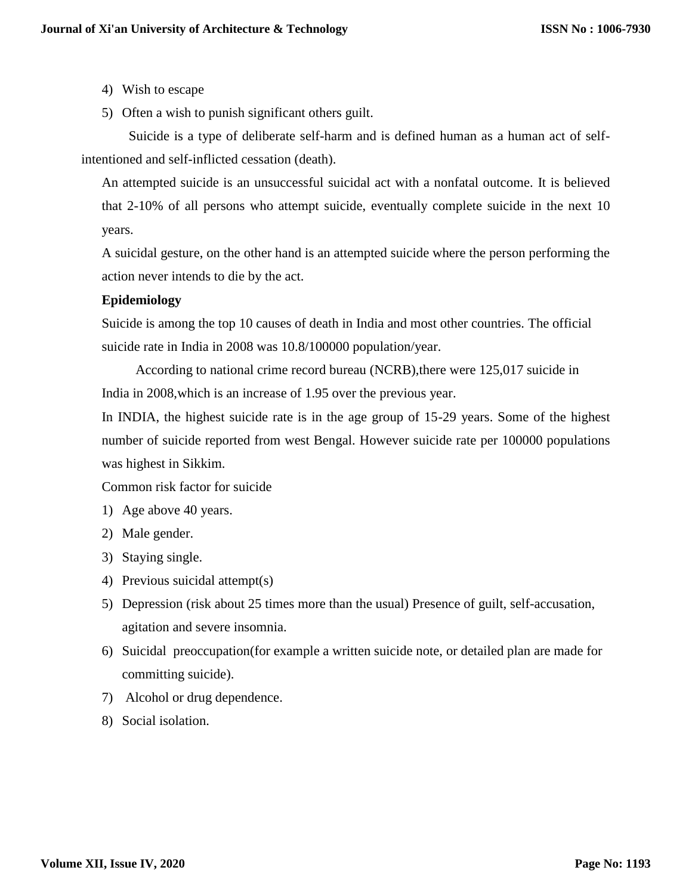4) Wish to escape
5) Often a wish to punish significant others guilt.

Suicide is a type of deliberate self-harm and is defined human as a human act of self-intentioned and self-inflicted cessation (death).

An attempted suicide is an unsuccessful suicidal act with a nonfatal outcome. It is believed that 2-10% of all persons who attempt suicide, eventually complete suicide in the next 10 years.

A suicidal gesture, on the other hand is an attempted suicide where the person performing the action never intends to die by the act.

**Epidemiology**

Suicide is among the top 10 causes of death in India and most other countries. The official suicide rate in India in 2008 was 10.8/100000 population/year.

According to national crime record bureau (NCRB),there were 125,017 suicide in India in 2008,which is an increase of 1.95 over the previous year.

In INDIA, the highest suicide rate is in the age group of 15-29 years. Some of the highest number of suicide reported from west Bengal. However suicide rate per 100000 populations was highest in Sikkim.

Common risk factor for suicide

1) Age above 40 years.
2) Male gender.
3) Staying single.
4) Previous suicidal attempt(s)
5) Depression (risk about 25 times more than the usual) Presence of guilt, self-accusation, agitation and severe insomnia.
6) Suicidal preoccupation(for example a written suicide note, or detailed plan are made for committing suicide).
7) Alcohol or drug dependence.
8) Social isolation.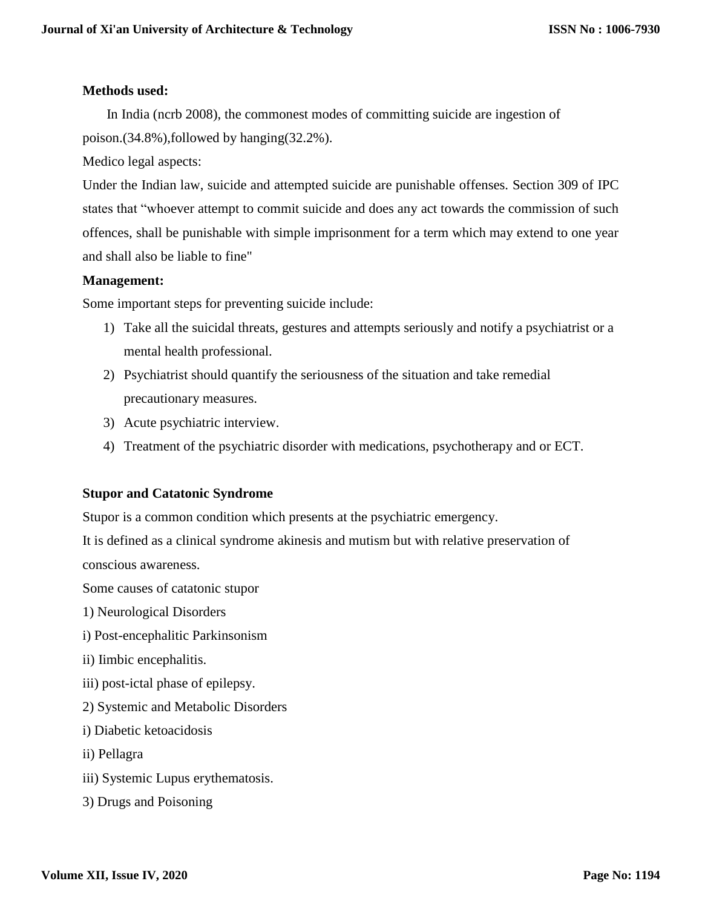**Methods used:**

In India (ncrb 2008), the commonest modes of committing suicide are ingestion of poison.(34.8%),followed by hanging(32.2%).

Medico legal aspects:

Under the Indian law, suicide and attempted suicide are punishable offenses. Section 309 of IPC states that "whoever attempt to commit suicide and does any act towards the commission of such offences, shall be punishable with simple imprisonment for a term which may extend to one year and shall also be liable to fine"

**Management:**

Some important steps for preventing suicide include:

1) Take all the suicidal threats, gestures and attempts seriously and notify a psychiatrist or a mental health professional.
2) Psychiatrist should quantify the seriousness of the situation and take remedial precautionary measures.
3) Acute psychiatric interview.
4) Treatment of the psychiatric disorder with medications, psychotherapy and or ECT.

**Stupor and Catatonic Syndrome**

Stupor is a common condition which presents at the psychiatric emergency.

It is defined as a clinical syndrome akinesis and mutism but with relative preservation of conscious awareness.

Some causes of catatonic stupor

1) Neurological Disorders

i) Post-encephalitic Parkinsonism

ii) Iimbic encephalitis.

iii) post-ictal phase of epilepsy.

2) Systemic and Metabolic Disorders

i) Diabetic ketoacidosis

ii) Pellagra

iii) Systemic Lupus erythematosis.

3) Drugs and Poisoning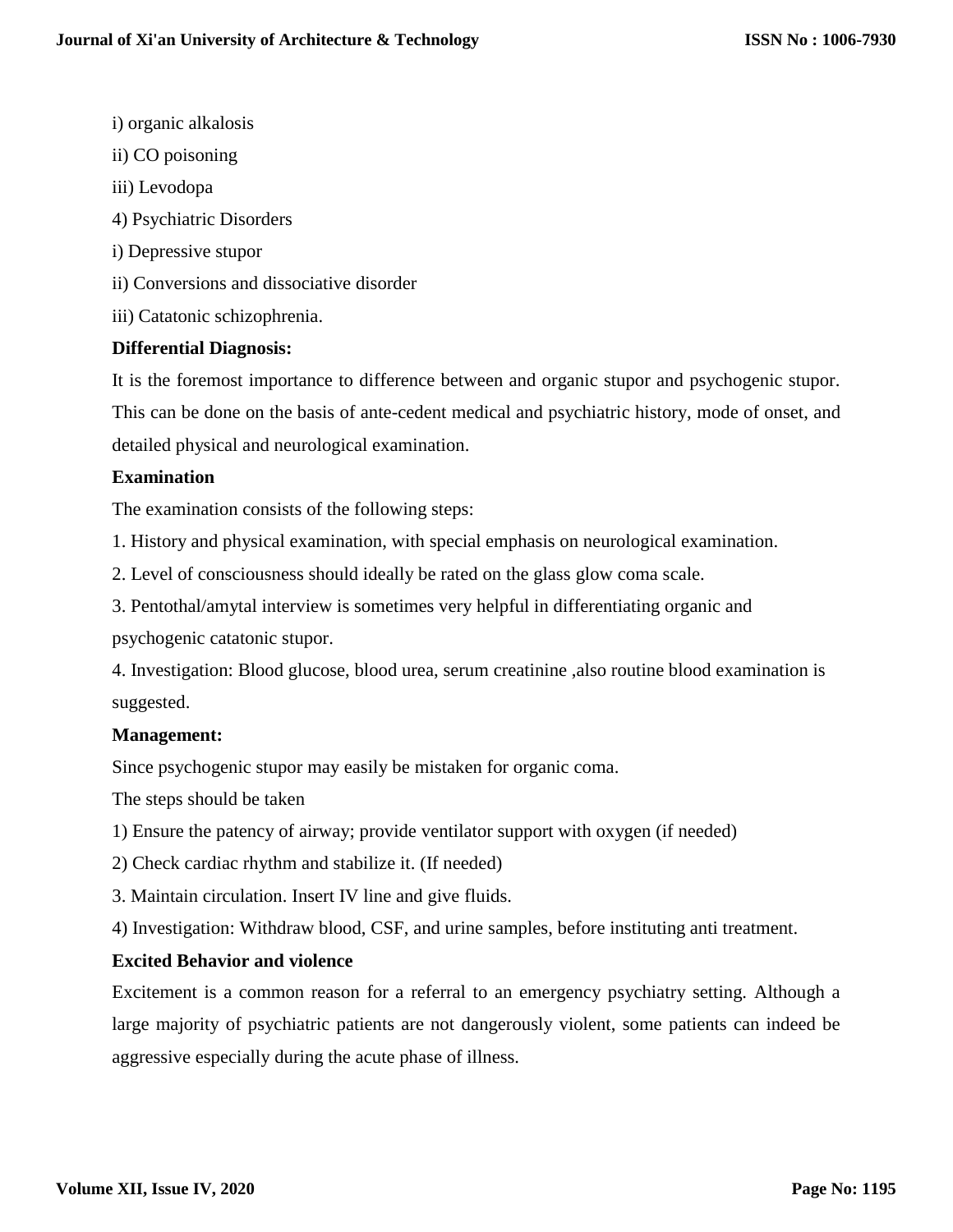i) organic alkalosis

ii) CO poisoning

iii) Levodopa

4) Psychiatric Disorders

i) Depressive stupor

ii) Conversions and dissociative disorder

iii) Catatonic schizophrenia.

**Differential Diagnosis:**

It is the foremost importance to difference between and organic stupor and psychogenic stupor. This can be done on the basis of ante-cedent medical and psychiatric history, mode of onset, and detailed physical and neurological examination.

**Examination**

The examination consists of the following steps:

1. History and physical examination, with special emphasis on neurological examination.
2. Level of consciousness should ideally be rated on the glass glow coma scale.
3. Pentothal/amytal interview is sometimes very helpful in differentiating organic and psychogenic catatonic stupor.
4. Investigation: Blood glucose, blood urea, serum creatinine ,also routine blood examination is suggested.

**Management:**

Since psychogenic stupor may easily be mistaken for organic coma.

The steps should be taken

1) Ensure the patency of airway; provide ventilator support with oxygen (if needed)

2) Check cardiac rhythm and stabilize it. (If needed)

3. Maintain circulation. Insert IV line and give fluids.

4) Investigation: Withdraw blood, CSF, and urine samples, before instituting anti treatment.

**Excited Behavior and violence**

Excitement is a common reason for a referral to an emergency psychiatry setting. Although a large majority of psychiatric patients are not dangerously violent, some patients can indeed be aggressive especially during the acute phase of illness.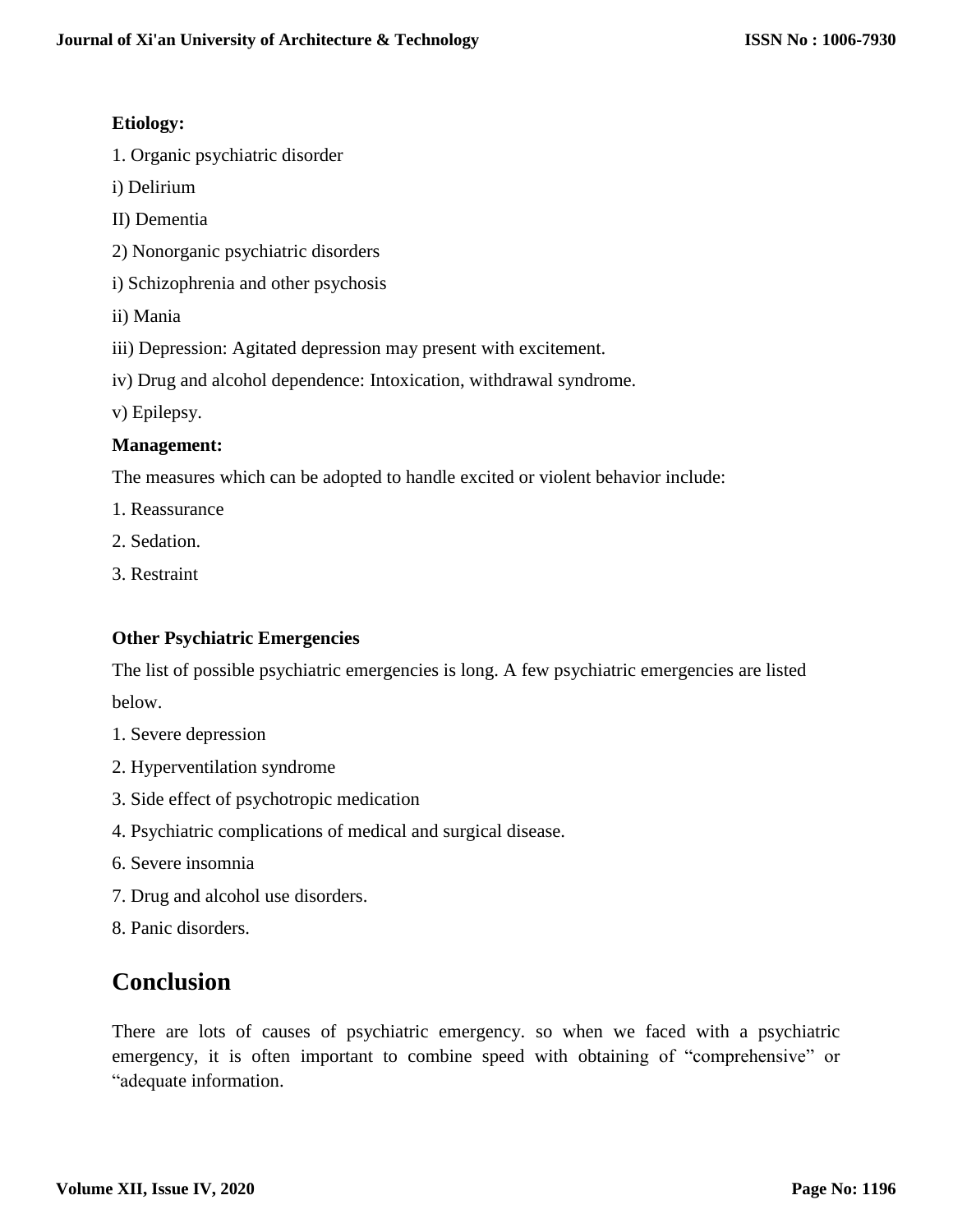**Etiology:**

1. Organic psychiatric disorder

i) Delirium

II) Dementia

2) Nonorganic psychiatric disorders

i) Schizophrenia and other psychosis

ii) Mania

iii) Depression: Agitated depression may present with excitement.

iv) Drug and alcohol dependence: Intoxication, withdrawal syndrome.

v) Epilepsy.

**Management:**

The measures which can be adopted to handle excited or violent behavior include:

1. Reassurance

2. Sedation.

3. Restraint

**Other Psychiatric Emergencies**

The list of possible psychiatric emergencies is long. A few psychiatric emergencies are listed below.

1. Severe depression

2. Hyperventilation syndrome

3. Side effect of psychotropic medication

4. Psychiatric complications of medical and surgical disease.

6. Severe insomnia

7. Drug and alcohol use disorders.

8. Panic disorders.

# Conclusion

There are lots of causes of psychiatric emergency. so when we faced with a psychiatric emergency, it is often important to combine speed with obtaining of "comprehensive" or "adequate information.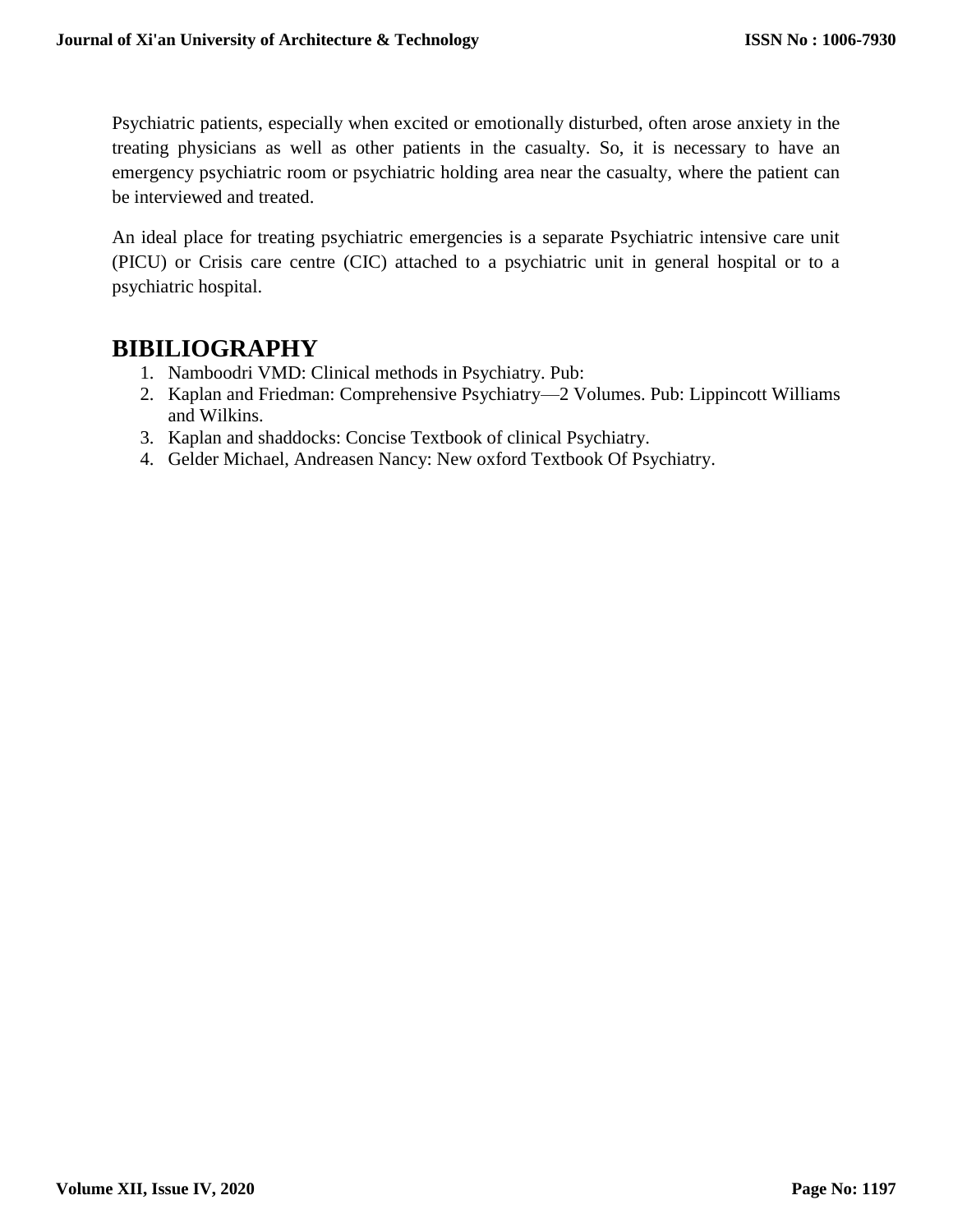Psychiatric patients, especially when excited or emotionally disturbed, often arose anxiety in the treating physicians as well as other patients in the casualty. So, it is necessary to have an emergency psychiatric room or psychiatric holding area near the casualty, where the patient can be interviewed and treated.

An ideal place for treating psychiatric emergencies is a separate Psychiatric intensive care unit (PICU) or Crisis care centre (CIC) attached to a psychiatric unit in general hospital or to a psychiatric hospital.

## BIBILIOGRAPHY

1. Namboodri VMD: Clinical methods in Psychiatry. Pub:
2. Kaplan and Friedman: Comprehensive Psychiatry—2 Volumes. Pub: Lippincott Williams and Wilkins.
3. Kaplan and shaddocks: Concise Textbook of clinical Psychiatry.
4. Gelder Michael, Andreasen Nancy: New oxford Textbook Of Psychiatry.